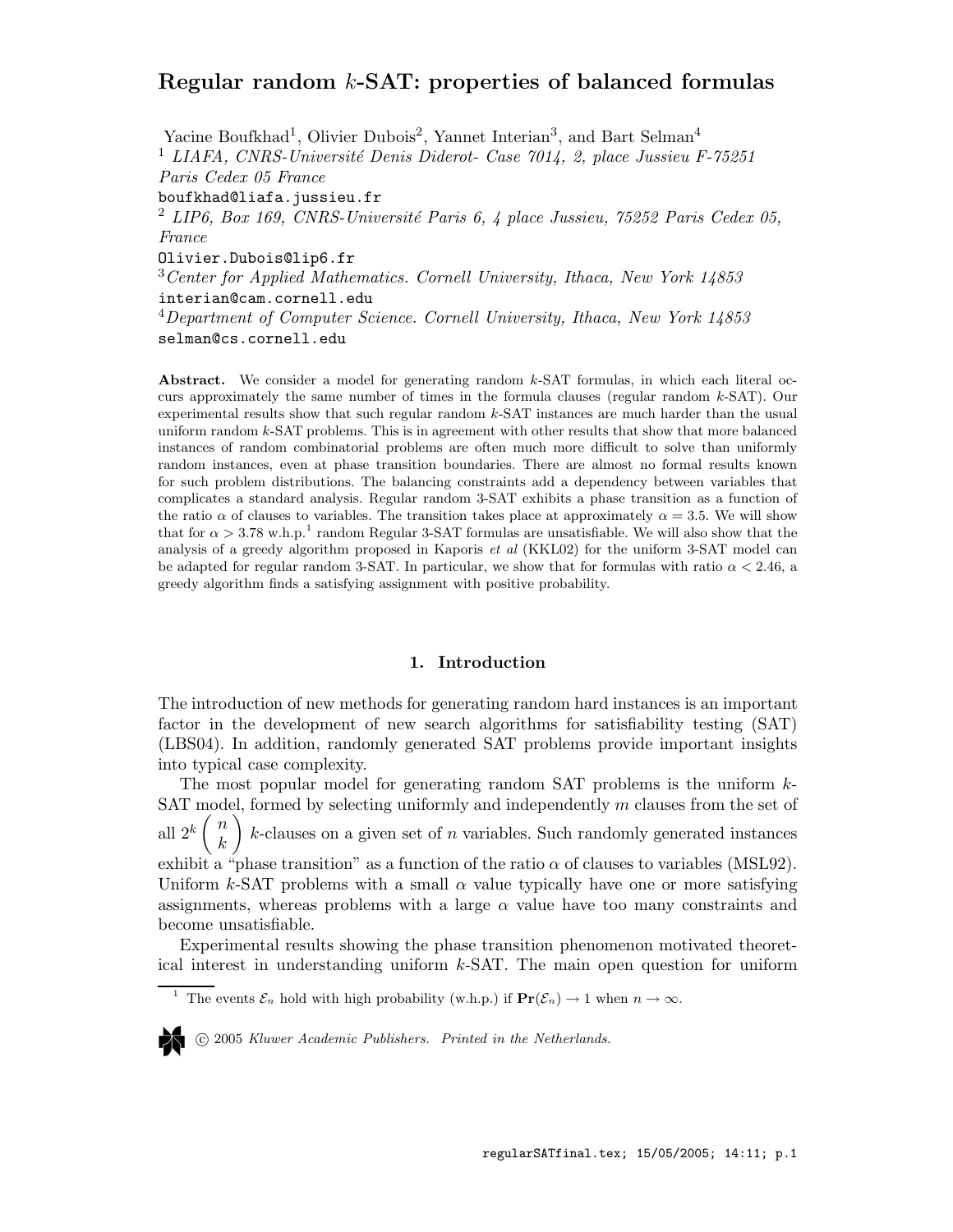# Regular random $k$-SAT: properties of balanced formulas

Yacine Boufkhad[1], Olivier Dubois[2], Yannet Interian[3], and Bart Selman[4]

[1] *LIAFA, CNRS-Université Denis Diderot- Case 7014, 2, place Jussieu F-75251 Paris Cedex 05 France*
boufkhad@liafa.jussieu.fr

[2] *LIP6, Box 169, CNRS-Université Paris 6, 4 place Jussieu, 75252 Paris Cedex 05, France*
Olivier.Dubois@lip6.fr

[3] *Center for Applied Mathematics. Cornell University, Ithaca, New York 14853*
interian@cam.cornell.edu

[4] *Department of Computer Science. Cornell University, Ithaca, New York 14853*
selman@cs.cornell.edu

**Abstract.** We consider a model for generating random $k$-SAT formulas, in which each literal occurs approximately the same number of times in the formula clauses (regular random $k$-SAT). Our experimental results show that such regular random $k$-SAT instances are much harder than the usual uniform random $k$-SAT problems. This is in agreement with other results that show that more balanced instances of random combinatorial problems are often much more difficult to solve than uniformly random instances, even at phase transition boundaries. There are almost no formal results known for such problem distributions. The balancing constraints add a dependency between variables that complicates a standard analysis. Regular random 3-SAT exhibits a phase transition as a function of the ratio $\alpha$ of clauses to variables. The transition takes place at approximately $\alpha = 3.5$. We will show that for $\alpha > 3.78$ w.h.p.[1] random Regular 3-SAT formulas are unsatisfiable. We will also show that the analysis of a greedy algorithm proposed in Kaporis *et al* (KKL02) for the uniform 3-SAT model can be adapted for regular random 3-SAT. In particular, we show that for formulas with ratio $\alpha < 2.46$, a greedy algorithm finds a satisfying assignment with positive probability.

## 1. Introduction

The introduction of new methods for generating random hard instances is an important factor in the development of new search algorithms for satisfiability testing (SAT) (LBS04). In addition, randomly generated SAT problems provide important insights into typical case complexity.

The most popular model for generating random SAT problems is the uniform $k$-SAT model, formed by selecting uniformly and independently $m$ clauses from the set of all $2^k \binom{n}{k}$ $k$-clauses on a given set of $n$ variables. Such randomly generated instances exhibit a "phase transition" as a function of the ratio $\alpha$ of clauses to variables (MSL92). Uniform $k$-SAT problems with a small $\alpha$ value typically have one or more satisfying assignments, whereas problems with a large $\alpha$ value have too many constraints and become unsatisfiable.

Experimental results showing the phase transition phenomenon motivated theoretical interest in understanding uniform $k$-SAT. The main open question for uniform

[1] The events $\mathcal{E}_n$ hold with high probability (w.h.p.) if $\mathbf{Pr}(\mathcal{E}_n) \to 1$ when $n \to \infty$.

© 2005 *Kluwer Academic Publishers. Printed in the Netherlands.*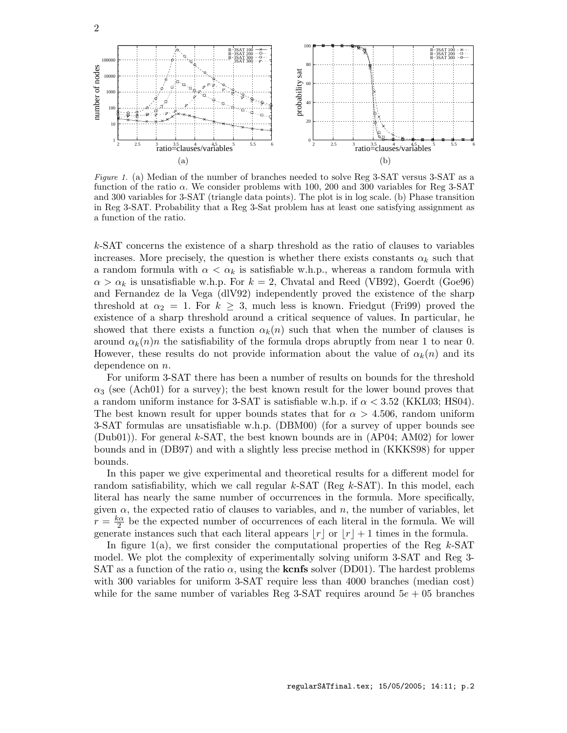*Figure 1.* (a) Median of the number of branches needed to solve Reg 3-SAT versus 3-SAT as a function of the ratio $\alpha$. We consider problems with 100, 200 and 300 variables for Reg 3-SAT and 300 variables for 3-SAT (triangle data points). The plot is in log scale. (b) Phase transition in Reg 3-SAT. Probability that a Reg 3-Sat problem has at least one satisfying assignment as a function of the ratio.

$k$-SAT concerns the existence of a sharp threshold as the ratio of clauses to variables increases. More precisely, the question is whether there exists constants $\alpha_k$ such that a random formula with $\alpha < \alpha_k$ is satisfiable w.h.p., whereas a random formula with $\alpha > \alpha_k$ is unsatisfiable w.h.p. For $k = 2$, Chvatal and Reed (VB92), Goerdt (Goe96) and Fernandez de la Vega (dlV92) independently proved the existence of the sharp threshold at $\alpha_2 = 1$. For $k \geq 3$, much less is known. Friedgut (Fri99) proved the existence of a sharp threshold around a critical sequence of values. In particular, he showed that there exists a function $\alpha_k(n)$ such that when the number of clauses is around $\alpha_k(n)n$ the satisfiability of the formula drops abruptly from near 1 to near 0. However, these results do not provide information about the value of $\alpha_k(n)$ and its dependence on $n$.

For uniform 3-SAT there has been a number of results on bounds for the threshold $\alpha_3$ (see (Ach01) for a survey); the best known result for the lower bound proves that a random uniform instance for 3-SAT is satisfiable w.h.p. if $\alpha < 3.52$ (KKL03; HS04). The best known result for upper bounds states that for $\alpha > 4.506$, random uniform 3-SAT formulas are unsatisfiable w.h.p. (DBM00) (for a survey of upper bounds see (Dub01)). For general $k$-SAT, the best known bounds are in (AP04; AM02) for lower bounds and in (DB97) and with a slightly less precise method in (KKKS98) for upper bounds.

In this paper we give experimental and theoretical results for a different model for random satisfiability, which we call regular $k$-SAT (Reg $k$-SAT). In this model, each literal has nearly the same number of occurrences in the formula. More specifically, given $\alpha$, the expected ratio of clauses to variables, and $n$, the number of variables, let $r = \frac{k\alpha}{2}$ be the expected number of occurrences of each literal in the formula. We will generate instances such that each literal appears $\lfloor r \rfloor$ or $\lfloor r \rfloor + 1$ times in the formula.

In figure 1(a), we first consider the computational properties of the Reg $k$-SAT model. We plot the complexity of experimentally solving uniform 3-SAT and Reg 3-SAT as a function of the ratio $\alpha$, using the **kcnfs** solver (DD01). The hardest problems with 300 variables for uniform 3-SAT require less than 4000 branches (median cost) while for the same number of variables Reg 3-SAT requires around $5e+05$ branches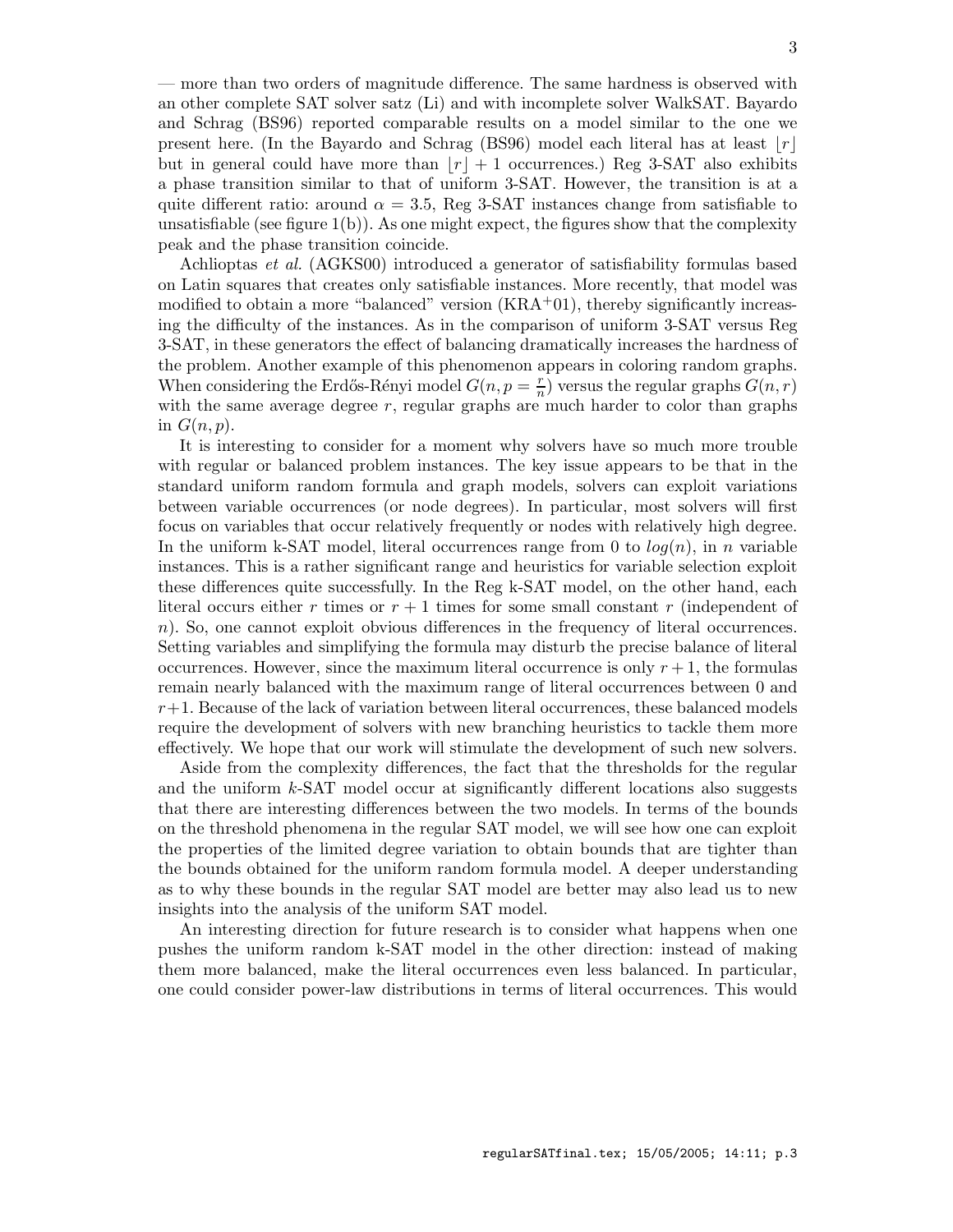— more than two orders of magnitude difference. The same hardness is observed with an other complete SAT solver satz (Li) and with incomplete solver WalkSAT. Bayardo and Schrag (BS96) reported comparable results on a model similar to the one we present here. (In the Bayardo and Schrag (BS96) model each literal has at least $\lfloor r \rfloor$ but in general could have more than $\lfloor r \rfloor + 1$ occurrences.) Reg 3-SAT also exhibits a phase transition similar to that of uniform 3-SAT. However, the transition is at a quite different ratio: around $\alpha = 3.5$, Reg 3-SAT instances change from satisfiable to unsatisfiable (see figure 1(b)). As one might expect, the figures show that the complexity peak and the phase transition coincide.

Achlioptas *et al.* (AGKS00) introduced a generator of satisfiability formulas based on Latin squares that creates only satisfiable instances. More recently, that model was modified to obtain a more "balanced" version (KRA[+]01), thereby significantly increasing the difficulty of the instances. As in the comparison of uniform 3-SAT versus Reg 3-SAT, in these generators the effect of balancing dramatically increases the hardness of the problem. Another example of this phenomenon appears in coloring random graphs. When considering the Erdős-Rényi model $G(n, p = \frac{r}{n})$ versus the regular graphs $G(n, r)$ with the same average degree $r$, regular graphs are much harder to color than graphs in $G(n, p)$.

It is interesting to consider for a moment why solvers have so much more trouble with regular or balanced problem instances. The key issue appears to be that in the standard uniform random formula and graph models, solvers can exploit variations between variable occurrences (or node degrees). In particular, most solvers will first focus on variables that occur relatively frequently or nodes with relatively high degree. In the uniform k-SAT model, literal occurrences range from 0 to $log(n)$, in $n$ variable instances. This is a rather significant range and heuristics for variable selection exploit these differences quite successfully. In the Reg k-SAT model, on the other hand, each literal occurs either $r$ times or $r + 1$ times for some small constant $r$ (independent of $n$). So, one cannot exploit obvious differences in the frequency of literal occurrences. Setting variables and simplifying the formula may disturb the precise balance of literal occurrences. However, since the maximum literal occurrence is only $r + 1$, the formulas remain nearly balanced with the maximum range of literal occurrences between 0 and $r+1$. Because of the lack of variation between literal occurrences, these balanced models require the development of solvers with new branching heuristics to tackle them more effectively. We hope that our work will stimulate the development of such new solvers.

Aside from the complexity differences, the fact that the thresholds for the regular and the uniform $k$-SAT model occur at significantly different locations also suggests that there are interesting differences between the two models. In terms of the bounds on the threshold phenomena in the regular SAT model, we will see how one can exploit the properties of the limited degree variation to obtain bounds that are tighter than the bounds obtained for the uniform random formula model. A deeper understanding as to why these bounds in the regular SAT model are better may also lead us to new insights into the analysis of the uniform SAT model.

An interesting direction for future research is to consider what happens when one pushes the uniform random k-SAT model in the other direction: instead of making them more balanced, make the literal occurrences even less balanced. In particular, one could consider power-law distributions in terms of literal occurrences. This would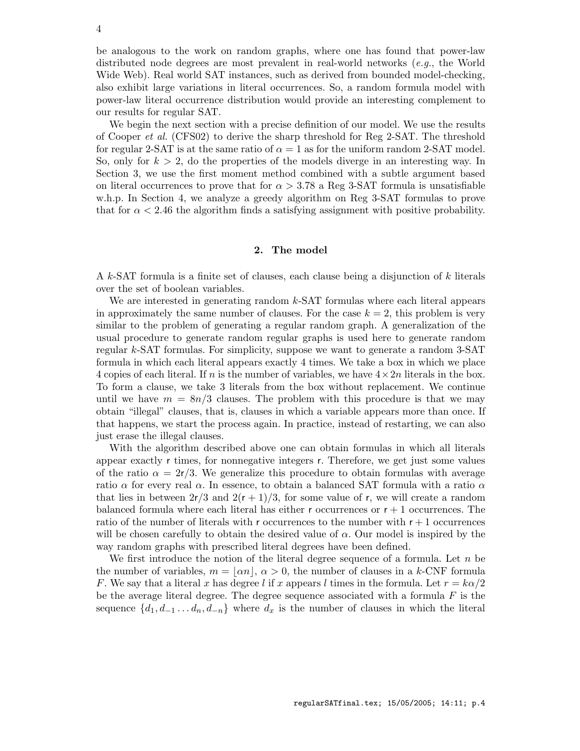be analogous to the work on random graphs, where one has found that power-law distributed node degrees are most prevalent in real-world networks (*e.g.*, the World Wide Web). Real world SAT instances, such as derived from bounded model-checking, also exhibit large variations in literal occurrences. So, a random formula model with power-law literal occurrence distribution would provide an interesting complement to our results for regular SAT.

We begin the next section with a precise definition of our model. We use the results of Cooper *et al.* (CFS02) to derive the sharp threshold for Reg 2-SAT. The threshold for regular 2-SAT is at the same ratio of $\alpha = 1$ as for the uniform random 2-SAT model. So, only for $k > 2$, do the properties of the models diverge in an interesting way. In Section 3, we use the first moment method combined with a subtle argument based on literal occurrences to prove that for $\alpha > 3.78$ a Reg 3-SAT formula is unsatisfiable w.h.p. In Section 4, we analyze a greedy algorithm on Reg 3-SAT formulas to prove that for $\alpha < 2.46$ the algorithm finds a satisfying assignment with positive probability.

## 2. The model

A $k$-SAT formula is a finite set of clauses, each clause being a disjunction of $k$ literals over the set of boolean variables.

We are interested in generating random $k$-SAT formulas where each literal appears in approximately the same number of clauses. For the case $k = 2$, this problem is very similar to the problem of generating a regular random graph. A generalization of the usual procedure to generate random regular graphs is used here to generate random regular $k$-SAT formulas. For simplicity, suppose we want to generate a random 3-SAT formula in which each literal appears exactly 4 times. We take a box in which we place 4 copies of each literal. If $n$ is the number of variables, we have $4 \times 2n$ literals in the box. To form a clause, we take 3 literals from the box without replacement. We continue until we have $m = 8n/3$ clauses. The problem with this procedure is that we may obtain "illegal" clauses, that is, clauses in which a variable appears more than once. If that happens, we start the process again. In practice, instead of restarting, we can also just erase the illegal clauses.

With the algorithm described above one can obtain formulas in which all literals appear exactly $\mathsf{r}$ times, for nonnegative integers $\mathsf{r}$. Therefore, we get just some values of the ratio $\alpha = 2\mathsf{r}/3$. We generalize this procedure to obtain formulas with average ratio $\alpha$ for every real $\alpha$. In essence, to obtain a balanced SAT formula with a ratio $\alpha$ that lies in between $2\mathsf{r}/3$ and $2(\mathsf{r}+1)/3$, for some value of $\mathsf{r}$, we will create a random balanced formula where each literal has either $\mathsf{r}$ occurrences or $\mathsf{r}+1$ occurrences. The ratio of the number of literals with $\mathsf{r}$ occurrences to the number with $\mathsf{r}+1$ occurrences will be chosen carefully to obtain the desired value of $\alpha$. Our model is inspired by the way random graphs with prescribed literal degrees have been defined.

We first introduce the notion of the literal degree sequence of a formula. Let $n$ be the number of variables, $m = \lfloor \alpha n \rfloor$, $\alpha > 0$, the number of clauses in a $k$-CNF formula $F$. We say that a literal $x$ has degree $l$ if $x$ appears $l$ times in the formula. Let $r = k\alpha/2$ be the average literal degree. The degree sequence associated with a formula $F$ is the sequence $\{d_1, d_{-1} \ldots d_n, d_{-n}\}$ where $d_x$ is the number of clauses in which the literal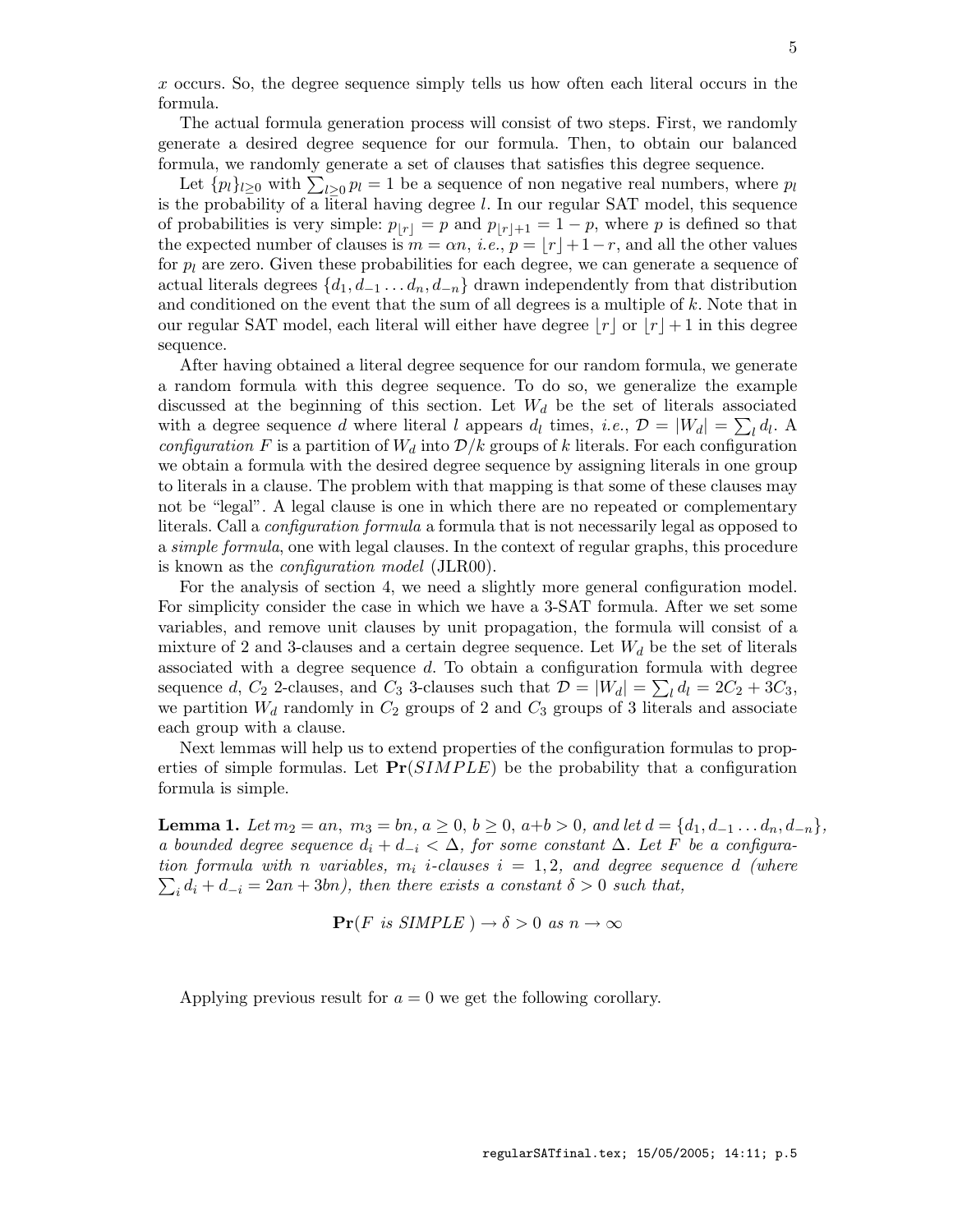$x$ occurs. So, the degree sequence simply tells us how often each literal occurs in the formula.

The actual formula generation process will consist of two steps. First, we randomly generate a desired degree sequence for our formula. Then, to obtain our balanced formula, we randomly generate a set of clauses that satisfies this degree sequence.

Let $\{p_l\}_{l\geq 0}$ with $\sum_{l\geq 0} p_l = 1$ be a sequence of non negative real numbers, where $p_l$ is the probability of a literal having degree $l$. In our regular SAT model, this sequence of probabilities is very simple: $p_{\lfloor r \rfloor} = p$ and $p_{\lfloor r \rfloor+1} = 1 - p$, where $p$ is defined so that the expected number of clauses is $m = \alpha n$, *i.e.*, $p = \lfloor r \rfloor + 1 - r$, and all the other values for $p_l$ are zero. Given these probabilities for each degree, we can generate a sequence of actual literals degrees $\{d_1, d_{-1} \ldots d_n, d_{-n}\}$ drawn independently from that distribution and conditioned on the event that the sum of all degrees is a multiple of $k$. Note that in our regular SAT model, each literal will either have degree $\lfloor r \rfloor$ or $\lfloor r \rfloor + 1$ in this degree sequence.

After having obtained a literal degree sequence for our random formula, we generate a random formula with this degree sequence. To do so, we generalize the example discussed at the beginning of this section. Let $W_d$ be the set of literals associated with a degree sequence $d$ where literal $l$ appears $d_l$ times, *i.e.*, $\mathcal{D} = |W_d| = \sum_l d_l$. A *configuration* $F$ is a partition of $W_d$ into $\mathcal{D}/k$ groups of $k$ literals. For each configuration we obtain a formula with the desired degree sequence by assigning literals in one group to literals in a clause. The problem with that mapping is that some of these clauses may not be "legal". A legal clause is one in which there are no repeated or complementary literals. Call a *configuration formula* a formula that is not necessarily legal as opposed to a *simple formula*, one with legal clauses. In the context of regular graphs, this procedure is known as the *configuration model* (JLR00).

For the analysis of section 4, we need a slightly more general configuration model. For simplicity consider the case in which we have a 3-SAT formula. After we set some variables, and remove unit clauses by unit propagation, the formula will consist of a mixture of 2 and 3-clauses and a certain degree sequence. Let $W_d$ be the set of literals associated with a degree sequence $d$. To obtain a configuration formula with degree sequence $d$, $C_2$ 2-clauses, and $C_3$ 3-clauses such that $\mathcal{D} = |W_d| = \sum_l d_l = 2C_2 + 3C_3$, we partition $W_d$ randomly in $C_2$ groups of 2 and $C_3$ groups of 3 literals and associate each group with a clause.

Next lemmas will help us to extend properties of the configuration formulas to properties of simple formulas. Let $\mathbf{Pr}(SIMPLE)$ be the probability that a configuration formula is simple.

**Lemma 1.** *Let $m_2 = an$, $m_3 = bn$, $a \geq 0$, $b \geq 0$, $a+b > 0$, and let $d = \{d_1, d_{-1} \ldots d_n, d_{-n}\}$, a bounded degree sequence $d_i + d_{-i} < \Delta$, for some constant $\Delta$. Let $F$ be a configuration formula with $n$ variables, $m_i$ $i$-clauses $i = 1, 2$, and degree sequence $d$ (where $\sum_i d_i + d_{-i} = 2an + 3bn$), then there exists a constant $\delta > 0$ such that,*

$$\mathbf{Pr}(F \text{ is } SIMPLE\ ) \rightarrow \delta > 0 \text{ as } n \rightarrow \infty$$

Applying previous result for $a = 0$ we get the following corollary.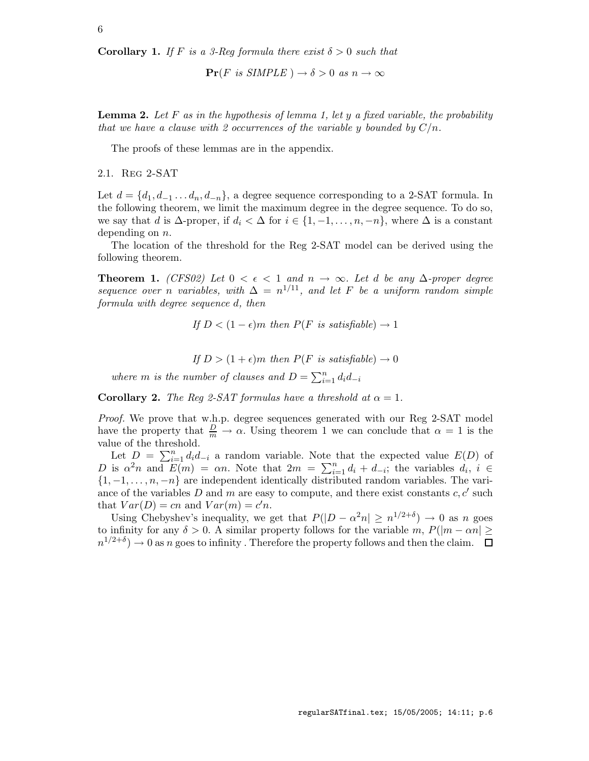**Corollary 1.** *If $F$ is a 3-Reg formula there exist $\delta > 0$ such that*

$$\mathbf{Pr}(F \textit{ is SIMPLE }) \to \delta > 0 \textit{ as } n \to \infty$$

**Lemma 2.** *Let $F$ as in the hypothesis of lemma 1, let $y$ a fixed variable, the probability that we have a clause with 2 occurrences of the variable $y$ bounded by $C/n$.*

The proofs of these lemmas are in the appendix.

### 2.1. Reg 2-SAT

Let $d = \{d_1, d_{-1} \ldots d_n, d_{-n}\}$, a degree sequence corresponding to a 2-SAT formula. In the following theorem, we limit the maximum degree in the degree sequence. To do so, we say that $d$ is $\Delta$-proper, if $d_i < \Delta$ for $i \in \{1, -1, \ldots, n, -n\}$, where $\Delta$ is a constant depending on $n$.

The location of the threshold for the Reg 2-SAT model can be derived using the following theorem.

**Theorem 1.** *(CFS02) Let $0 < \epsilon < 1$ and $n \to \infty$. Let $d$ be any $\Delta$-proper degree sequence over $n$ variables, with $\Delta = n^{1/11}$, and let $F$ be a uniform random simple formula with degree sequence $d$, then*

$$\textit{If } D < (1-\epsilon)m \textit{ then } P(F \textit{ is satisfiable}) \to 1$$

$$\textit{If } D > (1+\epsilon)m \textit{ then } P(F \textit{ is satisfiable}) \to 0$$

*where $m$ is the number of clauses and $D = \sum_{i=1}^{n} d_i d_{-i}$*

**Corollary 2.** *The Reg 2-SAT formulas have a threshold at $\alpha = 1$.*

*Proof.* We prove that w.h.p. degree sequences generated with our Reg 2-SAT model have the property that $\frac{D}{m} \to \alpha$. Using theorem 1 we can conclude that $\alpha = 1$ is the value of the threshold.

Let $D = \sum_{i=1}^{n} d_i d_{-i}$ a random variable. Note that the expected value $E(D)$ of $D$ is $\alpha^2 n$ and $E(m) = \alpha n$. Note that $2m = \sum_{i=1}^{n} d_i + d_{-i}$; the variables $d_i$, $i \in \{1, -1, \ldots, n, -n\}$ are independent identically distributed random variables. The variance of the variables $D$ and $m$ are easy to compute, and there exist constants $c, c'$ such that $Var(D) = cn$ and $Var(m) = c'n$.

Using Chebyshev's inequality, we get that $P(|D - \alpha^2 n| \geq n^{1/2+\delta}) \to 0$ as $n$ goes to infinity for any $\delta > 0$. A similar property follows for the variable $m$, $P(|m - \alpha n| \geq n^{1/2+\delta}) \to 0$ as $n$ goes to infinity . Therefore the property follows and then the claim. $\square$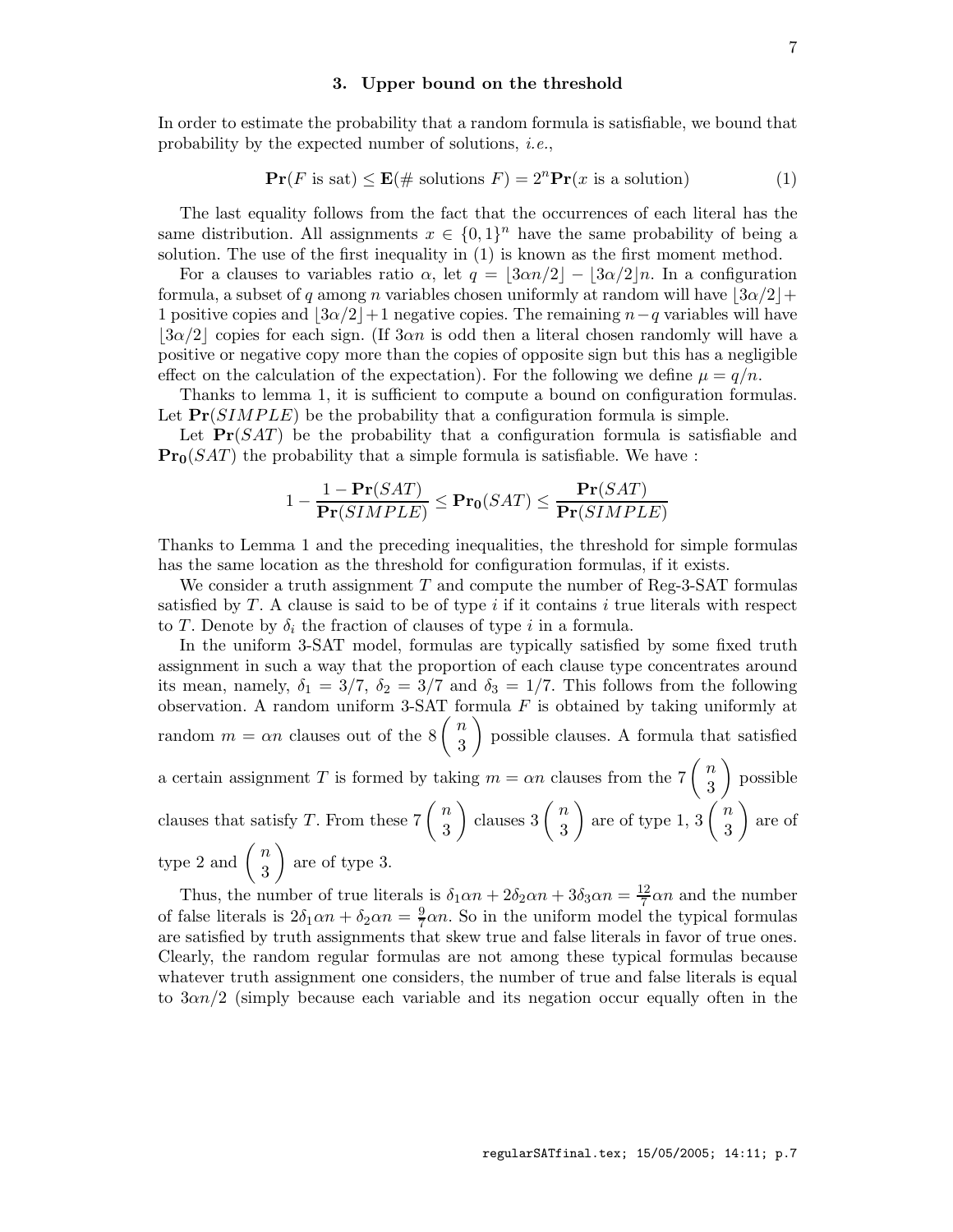## 3. Upper bound on the threshold

In order to estimate the probability that a random formula is satisfiable, we bound that probability by the expected number of solutions, *i.e.*,

$$\mathbf{Pr}(F \text{ is sat}) \leq \mathbf{E}(\# \text{ solutions } F) = 2^n \mathbf{Pr}(x \text{ is a solution}) \tag{1}$$

The last equality follows from the fact that the occurrences of each literal has the same distribution. All assignments $x \in \{0,1\}^n$ have the same probability of being a solution. The use of the first inequality in (1) is known as the first moment method.

For a clauses to variables ratio $\alpha$, let $q = \lfloor 3\alpha n/2 \rfloor - \lfloor 3\alpha/2 \rfloor n$. In a configuration formula, a subset of $q$ among $n$ variables chosen uniformly at random will have $\lfloor 3\alpha/2 \rfloor + 1$ positive copies and $\lfloor 3\alpha/2 \rfloor + 1$ negative copies. The remaining $n - q$ variables will have $\lfloor 3\alpha/2 \rfloor$ copies for each sign. (If $3\alpha n$ is odd then a literal chosen randomly will have a positive or negative copy more than the copies of opposite sign but this has a negligible effect on the calculation of the expectation). For the following we define $\mu = q/n$.

Thanks to lemma 1, it is sufficient to compute a bound on configuration formulas. Let $\mathbf{Pr}(SIMPLE)$ be the probability that a configuration formula is simple.

Let $\mathbf{Pr}(SAT)$ be the probability that a configuration formula is satisfiable and $\mathbf{Pr_0}(SAT)$ the probability that a simple formula is satisfiable. We have :

$$1 - \frac{1 - \mathbf{Pr}(SAT)}{\mathbf{Pr}(SIMPLE)} \leq \mathbf{Pr_0}(SAT) \leq \frac{\mathbf{Pr}(SAT)}{\mathbf{Pr}(SIMPLE)}$$

Thanks to Lemma 1 and the preceding inequalities, the threshold for simple formulas has the same location as the threshold for configuration formulas, if it exists.

We consider a truth assignment $T$ and compute the number of Reg-3-SAT formulas satisfied by $T$. A clause is said to be of type $i$ if it contains $i$ true literals with respect to $T$. Denote by $\delta_i$ the fraction of clauses of type $i$ in a formula.

In the uniform 3-SAT model, formulas are typically satisfied by some fixed truth assignment in such a way that the proportion of each clause type concentrates around its mean, namely, $\delta_1 = 3/7$, $\delta_2 = 3/7$ and $\delta_3 = 1/7$. This follows from the following observation. A random uniform 3-SAT formula $F$ is obtained by taking uniformly at random $m = \alpha n$ clauses out of the $8\binom{n}{3}$ possible clauses. A formula that satisfied a certain assignment $T$ is formed by taking $m = \alpha n$ clauses from the $7\binom{n}{3}$ possible clauses that satisfy $T$. From these $7\binom{n}{3}$ clauses $3\binom{n}{3}$ are of type 1, $3\binom{n}{3}$ are of type 2 and $\binom{n}{3}$ are of type 3.

Thus, the number of true literals is $\delta_1 \alpha n + 2\delta_2 \alpha n + 3\delta_3 \alpha n = \frac{12}{7}\alpha n$ and the number of false literals is $2\delta_1 \alpha n + \delta_2 \alpha n = \frac{9}{7}\alpha n$. So in the uniform model the typical formulas are satisfied by truth assignments that skew true and false literals in favor of true ones. Clearly, the random regular formulas are not among these typical formulas because whatever truth assignment one considers, the number of true and false literals is equal to $3\alpha n/2$ (simply because each variable and its negation occur equally often in the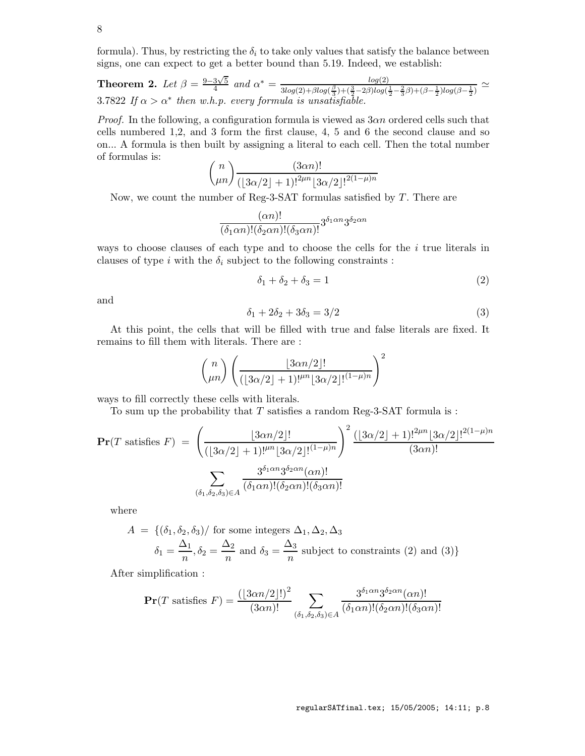formula). Thus, by restricting the $\delta_i$ to take only values that satisfy the balance between signs, one can expect to get a better bound than 5.19. Indeed, we establish:

**Theorem 2.** *Let* $\beta = \frac{9-3\sqrt{5}}{4}$ *and* $\alpha^* = \frac{log(2)}{3log(2)+\beta log(\frac{\beta}{3})+(\frac{3}{2}-2\beta)log(\frac{1}{2}-\frac{2}{3}\beta)+(\beta-\frac{1}{2})log(\beta-\frac{1}{2})} \simeq 3.7822$ *If* $\alpha > \alpha^*$ *then w.h.p. every formula is unsatisfiable.*

*Proof.* In the following, a configuration formula is viewed as $3\alpha n$ ordered cells such that cells numbered 1,2, and 3 form the first clause, 4, 5 and 6 the second clause and so on... A formula is then built by assigning a literal to each cell. Then the total number of formulas is:

$$\binom{n}{\mu n} \frac{(3\alpha n)!}{(\lfloor 3\alpha/2 \rfloor + 1)!^{2\mu n} \lfloor 3\alpha/2 \rfloor !^{2(1-\mu)n}}$$

Now, we count the number of Reg-3-SAT formulas satisfied by $T$. There are

$$\frac{(\alpha n)!}{(\delta_1 \alpha n)!(\delta_2 \alpha n)!(\delta_3 \alpha n)!} 3^{\delta_1 \alpha n} 3^{\delta_2 \alpha n}$$

ways to choose clauses of each type and to choose the cells for the $i$ true literals in clauses of type $i$ with the $\delta_i$ subject to the following constraints :

$$\delta_1 + \delta_2 + \delta_3 = 1 \tag{2}$$

and

$$\delta_1 + 2\delta_2 + 3\delta_3 = 3/2 \tag{3}$$

At this point, the cells that will be filled with true and false literals are fixed. It remains to fill them with literals. There are :

$$\binom{n}{\mu n} \left( \frac{\lfloor 3\alpha n/2 \rfloor !}{(\lfloor 3\alpha/2 \rfloor + 1)!^{\mu n} \lfloor 3\alpha/2 \rfloor !^{(1-\mu)n}} \right)^2$$

ways to fill correctly these cells with literals.

To sum up the probability that $T$ satisfies a random Reg-3-SAT formula is :

$$\begin{aligned} \mathbf{Pr}(T \text{ satisfies } F) &= \left( \frac{\lfloor 3\alpha n/2 \rfloor !}{(\lfloor 3\alpha/2 \rfloor + 1)!^{\mu n} \lfloor 3\alpha/2 \rfloor !^{(1-\mu)n}} \right)^2 \frac{(\lfloor 3\alpha/2 \rfloor + 1)!^{2\mu n} \lfloor 3\alpha/2 \rfloor !^{2(1-\mu)n}}{(3\alpha n)!} \\ & \sum_{(\delta_1,\delta_2,\delta_3) \in A} \frac{3^{\delta_1 \alpha n} 3^{\delta_2 \alpha n} (\alpha n)!}{(\delta_1 \alpha n)!(\delta_2 \alpha n)!(\delta_3 \alpha n)!} \end{aligned}$$

where

$$\begin{aligned} A = \{ & (\delta_1, \delta_2, \delta_3) / \text{ for some integers } \Delta_1, \Delta_2, \Delta_3 \\ & \delta_1 = \frac{\Delta_1}{n}, \delta_2 = \frac{\Delta_2}{n} \text{ and } \delta_3 = \frac{\Delta_3}{n} \text{ subject to constraints (2) and (3)} \} \end{aligned}$$

After simplification :

$$\mathbf{Pr}(T \text{ satisfies } F) = \frac{(\lfloor 3\alpha n/2 \rfloor !)^2}{(3\alpha n)!} \sum_{(\delta_1,\delta_2,\delta_3) \in A} \frac{3^{\delta_1 \alpha n} 3^{\delta_2 \alpha n} (\alpha n)!}{(\delta_1 \alpha n)!(\delta_2 \alpha n)!(\delta_3 \alpha n)!}$$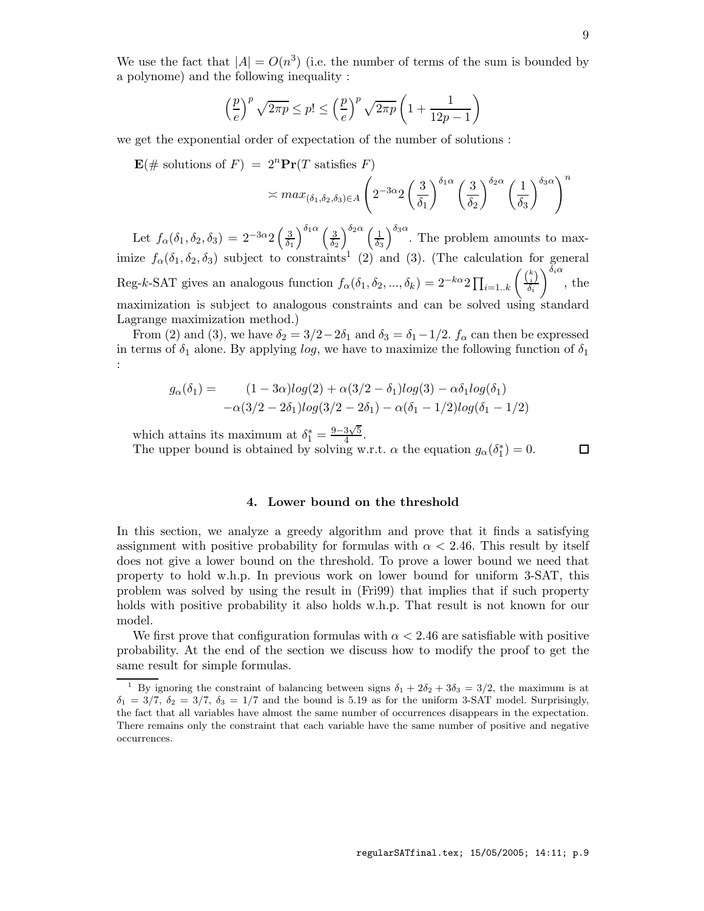We use the fact that $|A| = O(n^3)$ (i.e. the number of terms of the sum is bounded by a polynome) and the following inequality :

$$\left(\frac{p}{e}\right)^p \sqrt{2\pi p} \leq p! \leq \left(\frac{p}{e}\right)^p \sqrt{2\pi p} \left(1 + \frac{1}{12p-1}\right)$$

we get the exponential order of expectation of the number of solutions :

$$\mathbf{E}(\# \text{ solutions of } F) = 2^n \mathbf{Pr}(T \text{ satisfies } F) \asymp max_{(\delta_1,\delta_2,\delta_3)\in A} \left(2^{-3\alpha} 2 \left(\frac{3}{\delta_1}\right)^{\delta_1 \alpha} \left(\frac{3}{\delta_2}\right)^{\delta_2 \alpha} \left(\frac{1}{\delta_3}\right)^{\delta_3 \alpha}\right)^n$$

Let $f_\alpha(\delta_1, \delta_2, \delta_3) = 2^{-3\alpha} 2 \left(\frac{3}{\delta_1}\right)^{\delta_1 \alpha} \left(\frac{3}{\delta_2}\right)^{\delta_2 \alpha} \left(\frac{1}{\delta_3}\right)^{\delta_3 \alpha}$. The problem amounts to maximize $f_\alpha(\delta_1, \delta_2, \delta_3)$ subject to constraints[1] (2) and (3). (The calculation for general Reg-$k$-SAT gives an analogous function $f_\alpha(\delta_1, \delta_2, ..., \delta_k) = 2^{-k\alpha} 2 \prod_{i=1..k} \left(\frac{\binom{k}{i}}{\delta_i}\right)^{\delta_i \alpha}$, the maximization is subject to analogous constraints and can be solved using standard Lagrange maximization method.)

From (2) and (3), we have $\delta_2 = 3/2 - 2\delta_1$ and $\delta_3 = \delta_1 - 1/2$. $f_\alpha$ can then be expressed in terms of $\delta_1$ alone. By applying $log$, we have to maximize the following function of $\delta_1$ :

$$\begin{aligned} g_\alpha(\delta_1) = \quad & (1-3\alpha)log(2) + \alpha(3/2 - \delta_1)log(3) - \alpha\delta_1 log(\delta_1) \\ & -\alpha(3/2 - 2\delta_1)log(3/2 - 2\delta_1) - \alpha(\delta_1 - 1/2)log(\delta_1 - 1/2) \end{aligned}$$

which attains its maximum at $\delta_1^* = \frac{9-3\sqrt{5}}{4}$.

The upper bound is obtained by solving w.r.t. $\alpha$ the equation $g_\alpha(\delta_1^*) = 0$. □

## 4. Lower bound on the threshold

In this section, we analyze a greedy algorithm and prove that it finds a satisfying assignment with positive probability for formulas with $\alpha < 2.46$. This result by itself does not give a lower bound on the threshold. To prove a lower bound we need that property to hold w.h.p. In previous work on lower bound for uniform 3-SAT, this problem was solved by using the result in (Fri99) that implies that if such property holds with positive probability it also holds w.h.p. That result is not known for our model.

We first prove that configuration formulas with $\alpha < 2.46$ are satisfiable with positive probability. At the end of the section we discuss how to modify the proof to get the same result for simple formulas.

[1] By ignoring the constraint of balancing between signs $\delta_1 + 2\delta_2 + 3\delta_3 = 3/2$, the maximum is at $\delta_1 = 3/7$, $\delta_2 = 3/7$, $\delta_3 = 1/7$ and the bound is 5.19 as for the uniform 3-SAT model. Surprisingly, the fact that all variables have almost the same number of occurrences disappears in the expectation. There remains only the constraint that each variable have the same number of positive and negative occurrences.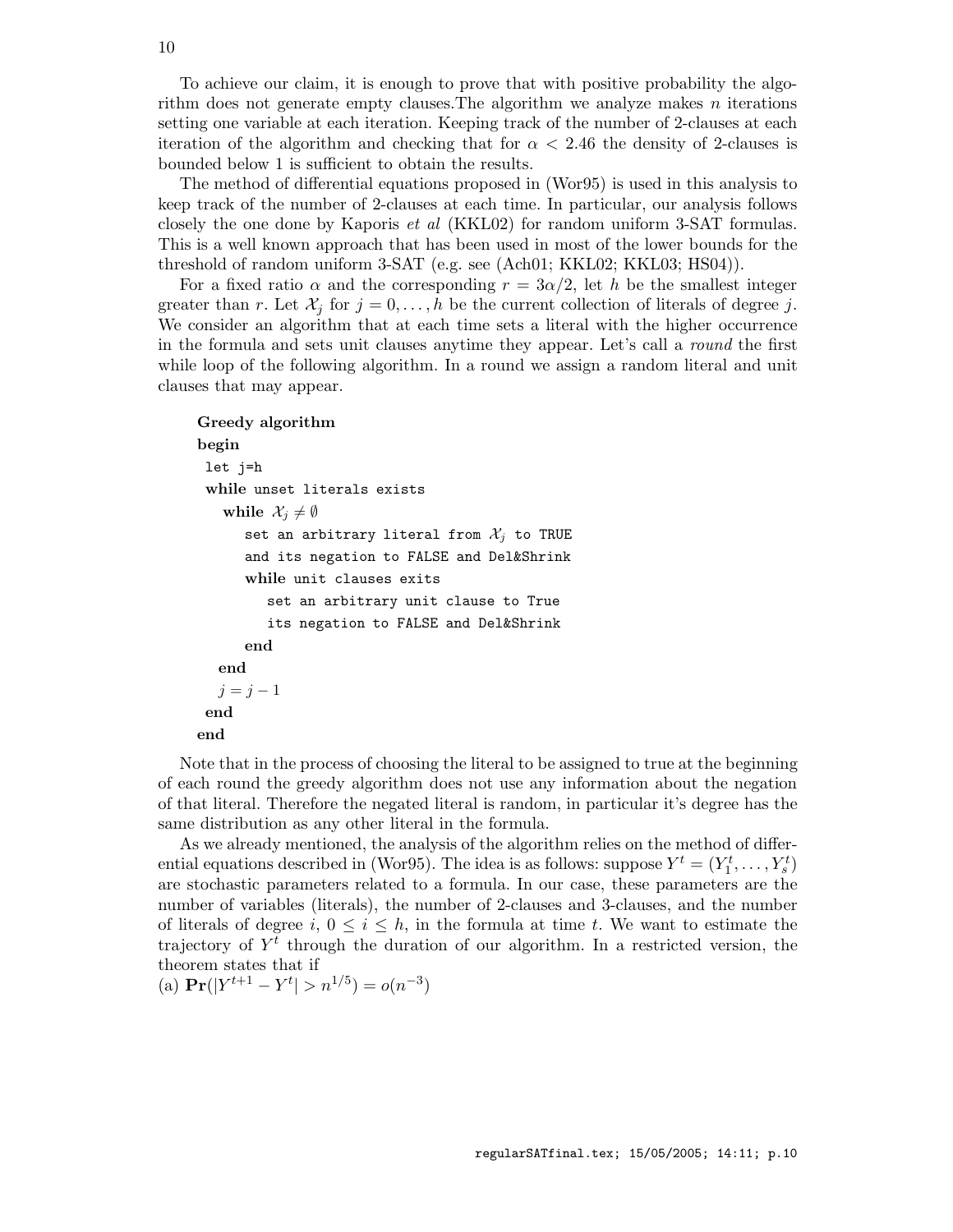To achieve our claim, it is enough to prove that with positive probability the algorithm does not generate empty clauses.The algorithm we analyze makes $n$ iterations setting one variable at each iteration. Keeping track of the number of 2-clauses at each iteration of the algorithm and checking that for $\alpha < 2.46$ the density of 2-clauses is bounded below 1 is sufficient to obtain the results.

The method of differential equations proposed in (Wor95) is used in this analysis to keep track of the number of 2-clauses at each time. In particular, our analysis follows closely the one done by Kaporis *et al* (KKL02) for random uniform 3-SAT formulas. This is a well known approach that has been used in most of the lower bounds for the threshold of random uniform 3-SAT (e.g. see (Ach01; KKL02; KKL03; HS04)).

For a fixed ratio $\alpha$ and the corresponding $r = 3\alpha/2$, let $h$ be the smallest integer greater than $r$. Let $\mathcal{X}_j$ for $j = 0, \ldots, h$ be the current collection of literals of degree $j$. We consider an algorithm that at each time sets a literal with the higher occurrence in the formula and sets unit clauses anytime they appear. Let's call a *round* the first while loop of the following algorithm. In a round we assign a random literal and unit clauses that may appear.

```
Greedy algorithm
begin
 let j=h
 while unset literals exists
   while X_j ≠ ∅
      set an arbitrary literal from X_j to TRUE
      and its negation to FALSE and Del&Shrink
      while unit clauses exits
         set an arbitrary unit clause to True
         its negation to FALSE and Del&Shrink
      end
   end
   j = j − 1
 end
end
```

Note that in the process of choosing the literal to be assigned to true at the beginning of each round the greedy algorithm does not use any information about the negation of that literal. Therefore the negated literal is random, in particular it's degree has the same distribution as any other literal in the formula.

As we already mentioned, the analysis of the algorithm relies on the method of differential equations described in (Wor95). The idea is as follows: suppose $Y^t = (Y_1^t, \ldots, Y_s^t)$ are stochastic parameters related to a formula. In our case, these parameters are the number of variables (literals), the number of 2-clauses and 3-clauses, and the number of literals of degree $i$, $0 \leq i \leq h$, in the formula at time $t$. We want to estimate the trajectory of $Y^t$ through the duration of our algorithm. In a restricted version, the theorem states that if

(a) $\mathbf{Pr}(|Y^{t+1} - Y^t| > n^{1/5}) = o(n^{-3})$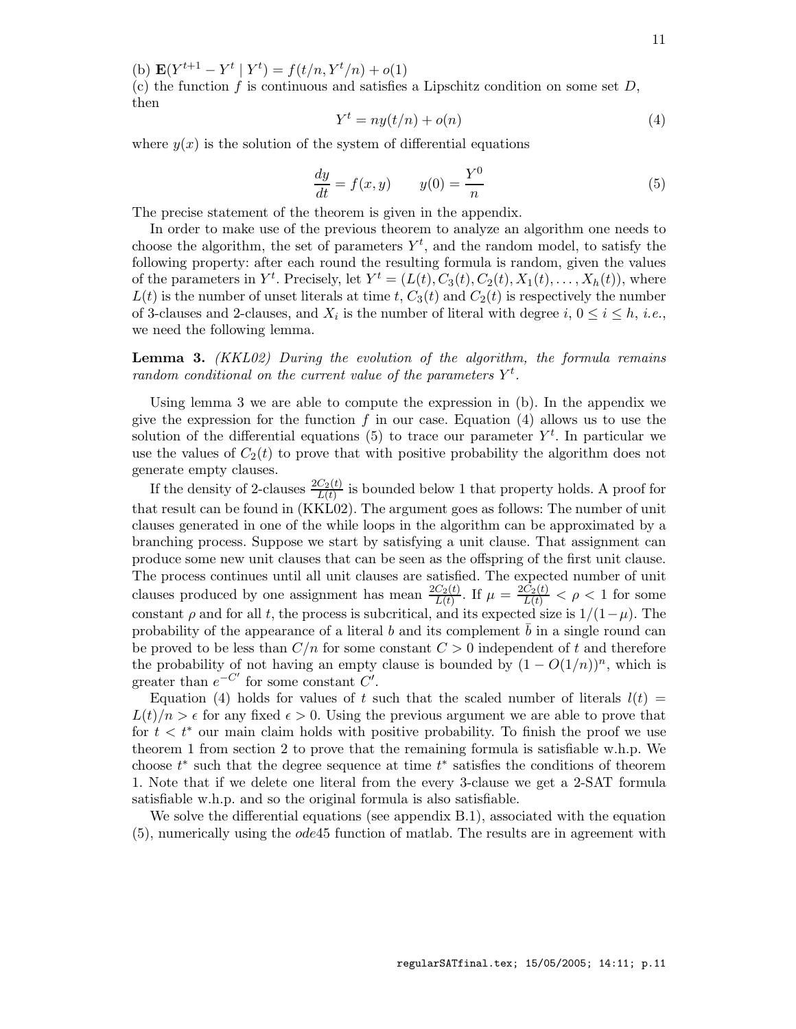(b) $\mathbf{E}(Y^{t+1} - Y^t \mid Y^t) = f(t/n, Y^t/n) + o(1)$

(c) the function $f$ is continuous and satisfies a Lipschitz condition on some set $D$, then

$$Y^t = ny(t/n) + o(n) \tag{4}$$

where $y(x)$ is the solution of the system of differential equations

$$\frac{dy}{dt} = f(x, y) \qquad y(0) = \frac{Y^0}{n} \tag{5}$$

The precise statement of the theorem is given in the appendix.

In order to make use of the previous theorem to analyze an algorithm one needs to choose the algorithm, the set of parameters $Y^t$, and the random model, to satisfy the following property: after each round the resulting formula is random, given the values of the parameters in $Y^t$. Precisely, let $Y^t = (L(t), C_3(t), C_2(t), X_1(t), \ldots, X_h(t))$, where $L(t)$ is the number of unset literals at time $t$, $C_3(t)$ and $C_2(t)$ is respectively the number of 3-clauses and 2-clauses, and $X_i$ is the number of literal with degree $i$, $0 \le i \le h$, *i.e.*, we need the following lemma.

**Lemma 3.** *(KKL02) During the evolution of the algorithm, the formula remains random conditional on the current value of the parameters $Y^t$.*

Using lemma 3 we are able to compute the expression in (b). In the appendix we give the expression for the function $f$ in our case. Equation (4) allows us to use the solution of the differential equations (5) to trace our parameter $Y^t$. In particular we use the values of $C_2(t)$ to prove that with positive probability the algorithm does not generate empty clauses.

If the density of 2-clauses $\frac{2C_2(t)}{L(t)}$ is bounded below 1 that property holds. A proof for that result can be found in (KKL02). The argument goes as follows: The number of unit clauses generated in one of the while loops in the algorithm can be approximated by a branching process. Suppose we start by satisfying a unit clause. That assignment can produce some new unit clauses that can be seen as the offspring of the first unit clause. The process continues until all unit clauses are satisfied. The expected number of unit clauses produced by one assignment has mean $\frac{2C_2(t)}{L(t)}$. If $\mu = \frac{2C_2(t)}{L(t)} < \rho < 1$ for some constant $\rho$ and for all $t$, the process is subcritical, and its expected size is $1/(1-\mu)$. The probability of the appearance of a literal $b$ and its complement $\bar{b}$ in a single round can be proved to be less than $C/n$ for some constant $C > 0$ independent of $t$ and therefore the probability of not having an empty clause is bounded by $(1 - O(1/n))^n$, which is greater than $e^{-C'}$ for some constant $C'$.

Equation (4) holds for values of $t$ such that the scaled number of literals $l(t) = L(t)/n > \epsilon$ for any fixed $\epsilon > 0$. Using the previous argument we are able to prove that for $t < t^*$ our main claim holds with positive probability. To finish the proof we use theorem 1 from section 2 to prove that the remaining formula is satisfiable w.h.p. We choose $t^*$ such that the degree sequence at time $t^*$ satisfies the conditions of theorem 1. Note that if we delete one literal from the every 3-clause we get a 2-SAT formula satisfiable w.h.p. and so the original formula is also satisfiable.

We solve the differential equations (see appendix B.1), associated with the equation (5), numerically using the *ode*45 function of matlab. The results are in agreement with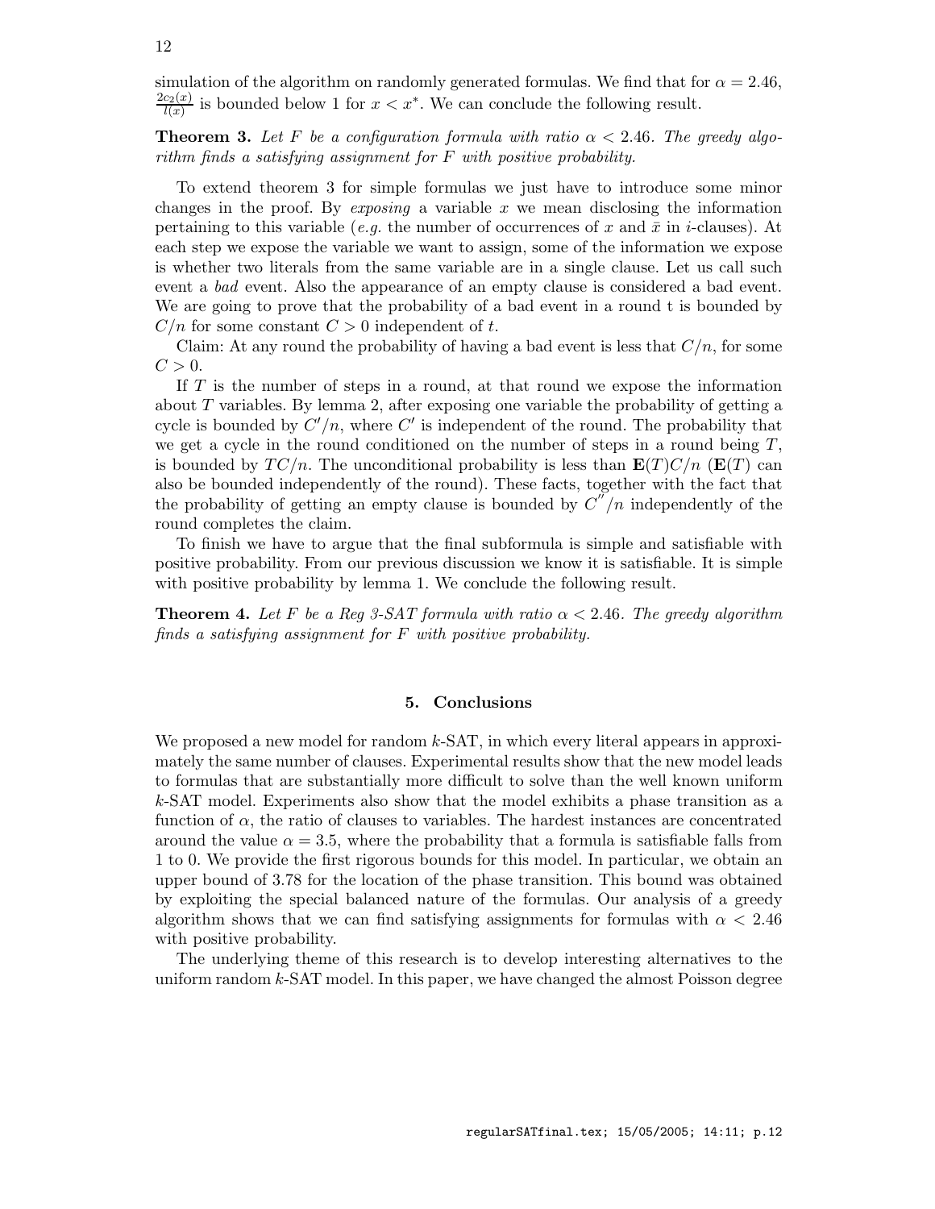simulation of the algorithm on randomly generated formulas. We find that for $\alpha = 2.46$, $\frac{2c_2(x)}{l(x)}$ is bounded below 1 for $x < x^*$. We can conclude the following result.

**Theorem 3.** *Let $F$ be a configuration formula with ratio $\alpha < 2.46$. The greedy algorithm finds a satisfying assignment for $F$ with positive probability.*

To extend theorem 3 for simple formulas we just have to introduce some minor changes in the proof. By *exposing* a variable $x$ we mean disclosing the information pertaining to this variable (*e.g.* the number of occurrences of $x$ and $\bar{x}$ in $i$-clauses). At each step we expose the variable we want to assign, some of the information we expose is whether two literals from the same variable are in a single clause. Let us call such event a *bad* event. Also the appearance of an empty clause is considered a bad event. We are going to prove that the probability of a bad event in a round t is bounded by $C/n$ for some constant $C > 0$ independent of $t$.

Claim: At any round the probability of having a bad event is less that $C/n$, for some $C > 0$.

If $T$ is the number of steps in a round, at that round we expose the information about $T$ variables. By lemma 2, after exposing one variable the probability of getting a cycle is bounded by $C'/n$, where $C'$ is independent of the round. The probability that we get a cycle in the round conditioned on the number of steps in a round being $T$, is bounded by $TC/n$. The unconditional probability is less than $\mathbf{E}(T)C/n$ ($\mathbf{E}(T)$ can also be bounded independently of the round). These facts, together with the fact that the probability of getting an empty clause is bounded by $C^{''}/n$ independently of the round completes the claim.

To finish we have to argue that the final subformula is simple and satisfiable with positive probability. From our previous discussion we know it is satisfiable. It is simple with positive probability by lemma 1. We conclude the following result.

**Theorem 4.** *Let $F$ be a Reg 3-SAT formula with ratio $\alpha < 2.46$. The greedy algorithm finds a satisfying assignment for $F$ with positive probability.*

## 5. Conclusions

We proposed a new model for random $k$-SAT, in which every literal appears in approximately the same number of clauses. Experimental results show that the new model leads to formulas that are substantially more difficult to solve than the well known uniform $k$-SAT model. Experiments also show that the model exhibits a phase transition as a function of $\alpha$, the ratio of clauses to variables. The hardest instances are concentrated around the value $\alpha = 3.5$, where the probability that a formula is satisfiable falls from 1 to 0. We provide the first rigorous bounds for this model. In particular, we obtain an upper bound of 3.78 for the location of the phase transition. This bound was obtained by exploiting the special balanced nature of the formulas. Our analysis of a greedy algorithm shows that we can find satisfying assignments for formulas with $\alpha < 2.46$ with positive probability.

The underlying theme of this research is to develop interesting alternatives to the uniform random $k$-SAT model. In this paper, we have changed the almost Poisson degree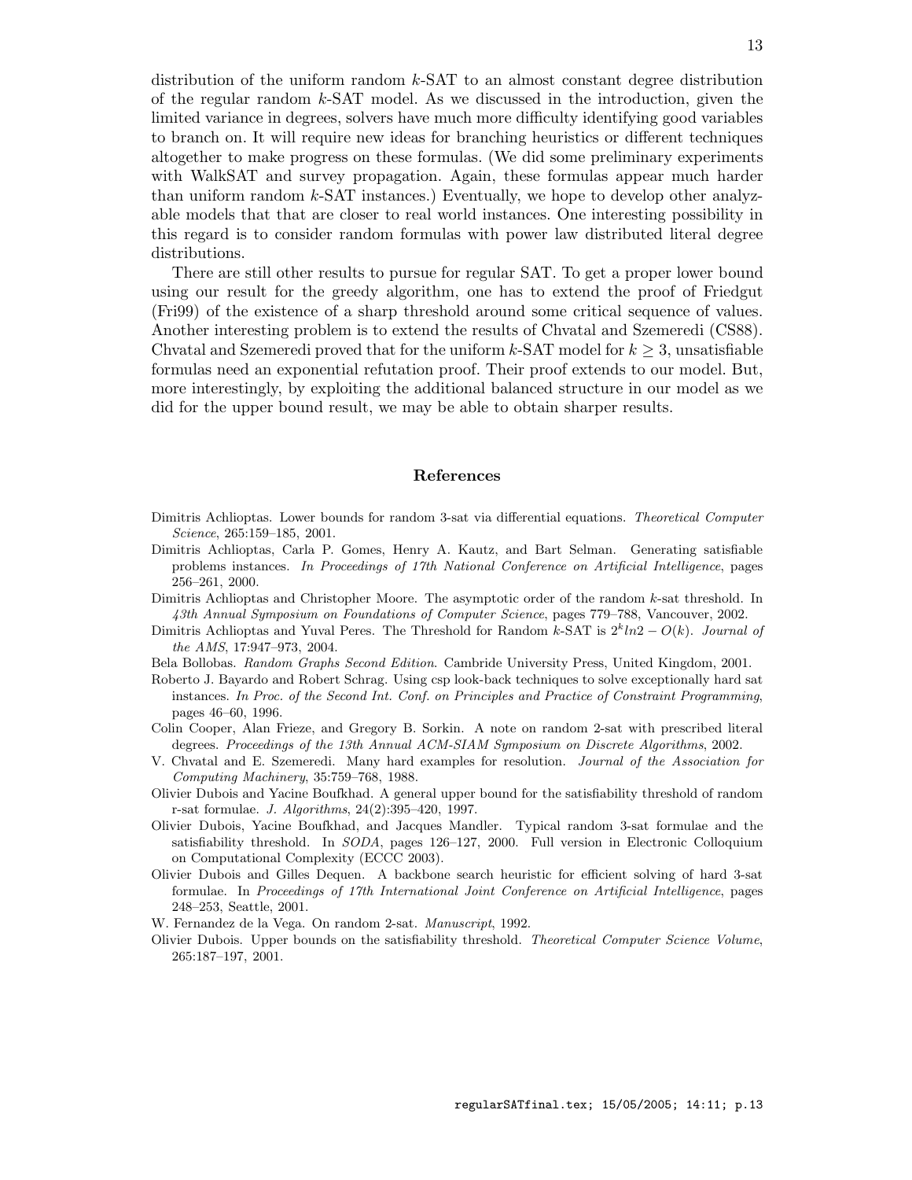distribution of the uniform random $k$-SAT to an almost constant degree distribution of the regular random $k$-SAT model. As we discussed in the introduction, given the limited variance in degrees, solvers have much more difficulty identifying good variables to branch on. It will require new ideas for branching heuristics or different techniques altogether to make progress on these formulas. (We did some preliminary experiments with WalkSAT and survey propagation. Again, these formulas appear much harder than uniform random $k$-SAT instances.) Eventually, we hope to develop other analyzable models that that are closer to real world instances. One interesting possibility in this regard is to consider random formulas with power law distributed literal degree distributions.

There are still other results to pursue for regular SAT. To get a proper lower bound using our result for the greedy algorithm, one has to extend the proof of Friedgut (Fri99) of the existence of a sharp threshold around some critical sequence of values. Another interesting problem is to extend the results of Chvatal and Szemeredi (CS88). Chvatal and Szemeredi proved that for the uniform $k$-SAT model for $k \geq 3$, unsatisfiable formulas need an exponential refutation proof. Their proof extends to our model. But, more interestingly, by exploiting the additional balanced structure in our model as we did for the upper bound result, we may be able to obtain sharper results.

## References

Dimitris Achlioptas. Lower bounds for random 3-sat via differential equations. *Theoretical Computer Science*, 265:159–185, 2001.

Dimitris Achlioptas, Carla P. Gomes, Henry A. Kautz, and Bart Selman. Generating satisfiable problems instances. *In Proceedings of 17th National Conference on Artificial Intelligence*, pages 256–261, 2000.

Dimitris Achlioptas and Christopher Moore. The asymptotic order of the random $k$-sat threshold. In *43th Annual Symposium on Foundations of Computer Science*, pages 779–788, Vancouver, 2002.

Dimitris Achlioptas and Yuval Peres. The Threshold for Random $k$-SAT is $2^k ln2 - O(k)$. *Journal of the AMS*, 17:947–973, 2004.

Bela Bollobas. *Random Graphs Second Edition*. Cambridge University Press, United Kingdom, 2001.

Roberto J. Bayardo and Robert Schrag. Using csp look-back techniques to solve exceptionally hard sat instances. *In Proc. of the Second Int. Conf. on Principles and Practice of Constraint Programming*, pages 46–60, 1996.

Colin Cooper, Alan Frieze, and Gregory B. Sorkin. A note on random 2-sat with prescribed literal degrees. *Proceedings of the 13th Annual ACM-SIAM Symposium on Discrete Algorithms*, 2002.

V. Chvatal and E. Szemeredi. Many hard examples for resolution. *Journal of the Association for Computing Machinery*, 35:759–768, 1988.

Olivier Dubois and Yacine Boufkhad. A general upper bound for the satisfiability threshold of random r-sat formulae. *J. Algorithms*, 24(2):395–420, 1997.

Olivier Dubois, Yacine Boufkhad, and Jacques Mandler. Typical random 3-sat formulae and the satisfiability threshold. In *SODA*, pages 126–127, 2000. Full version in Electronic Colloquium on Computational Complexity (ECCC 2003).

Olivier Dubois and Gilles Dequen. A backbone search heuristic for efficient solving of hard 3-sat formulae. In *Proceedings of 17th International Joint Conference on Artificial Intelligence*, pages 248–253, Seattle, 2001.

W. Fernandez de la Vega. On random 2-sat. *Manuscript*, 1992.

Olivier Dubois. Upper bounds on the satisfiability threshold. *Theoretical Computer Science Volume*, 265:187–197, 2001.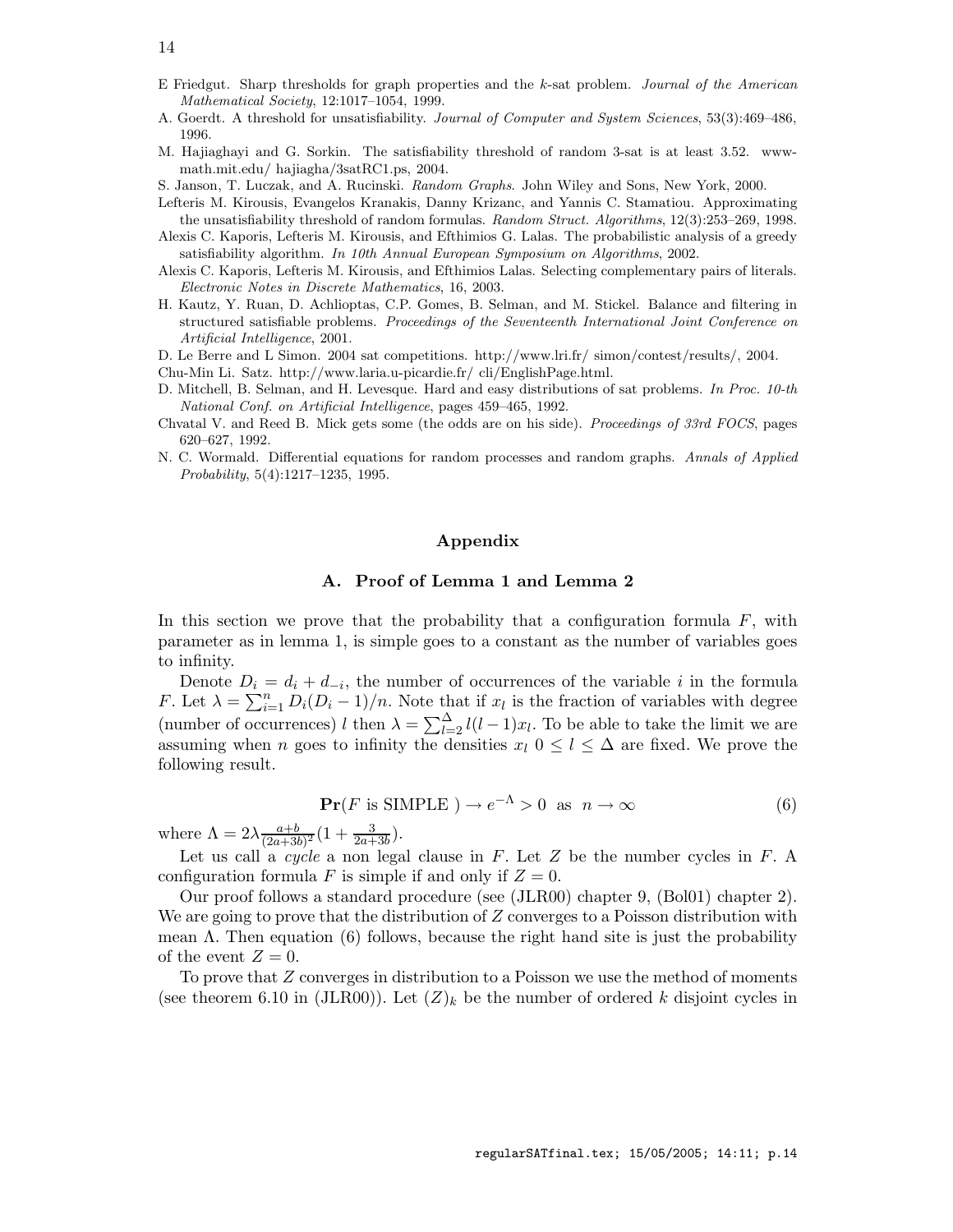E Friedgut. Sharp thresholds for graph properties and the $k$-sat problem. *Journal of the American Mathematical Society*, 12:1017–1054, 1999.

A. Goerdt. A threshold for unsatisfiability. *Journal of Computer and System Sciences*, 53(3):469–486, 1996.

M. Hajiaghayi and G. Sorkin. The satisfiability threshold of random 3-sat is at least 3.52. www-math.mit.edu/ hajiagha/3satRC1.ps, 2004.

S. Janson, T. Luczak, and A. Rucinski. *Random Graphs*. John Wiley and Sons, New York, 2000.

Lefteris M. Kirousis, Evangelos Kranakis, Danny Krizanc, and Yannis C. Stamatiou. Approximating the unsatisfiability threshold of random formulas. *Random Struct. Algorithms*, 12(3):253–269, 1998.

Alexis C. Kaporis, Lefteris M. Kirousis, and Efthimios G. Lalas. The probabilistic analysis of a greedy satisfiability algorithm. *In 10th Annual European Symposium on Algorithms*, 2002.

Alexis C. Kaporis, Lefteris M. Kirousis, and Efthimios Lalas. Selecting complementary pairs of literals. *Electronic Notes in Discrete Mathematics*, 16, 2003.

H. Kautz, Y. Ruan, D. Achlioptas, C.P. Gomes, B. Selman, and M. Stickel. Balance and filtering in structured satisfiable problems. *Proceedings of the Seventeenth International Joint Conference on Artificial Intelligence*, 2001.

D. Le Berre and L Simon. 2004 sat competitions. http://www.lri.fr/ simon/contest/results/, 2004.

Chu-Min Li. Satz. http://www.laria.u-picardie.fr/ cli/EnglishPage.html.

D. Mitchell, B. Selman, and H. Levesque. Hard and easy distributions of sat problems. *In Proc. 10-th National Conf. on Artificial Intelligence*, pages 459–465, 1992.

Chvatal V. and Reed B. Mick gets some (the odds are on his side). *Proceedings of 33rd FOCS*, pages 620–627, 1992.

N. C. Wormald. Differential equations for random processes and random graphs. *Annals of Applied Probability*, 5(4):1217–1235, 1995.

## Appendix

### A. Proof of Lemma 1 and Lemma 2

In this section we prove that the probability that a configuration formula $F$, with parameter as in lemma 1, is simple goes to a constant as the number of variables goes to infinity.

Denote $D_i = d_i + d_{-i}$, the number of occurrences of the variable $i$ in the formula $F$. Let $\lambda = \sum_{i=1}^{n} D_i(D_i - 1)/n$. Note that if $x_l$ is the fraction of variables with degree (number of occurrences) $l$ then $\lambda = \sum_{l=2}^{\Delta} l(l-1)x_l$. To be able to take the limit we are assuming when $n$ goes to infinity the densities $x_l$ $0 \leq l \leq \Delta$ are fixed. We prove the following result.

$$\mathbf{Pr}(F \text{ is SIMPLE }) \rightarrow e^{-\Lambda} > 0 \text{ as } n \rightarrow \infty \tag{6}$$

where $\Lambda = 2\lambda \frac{a+b}{(2a+3b)^2}(1 + \frac{3}{2a+3b})$.

Let us call a *cycle* a non legal clause in $F$. Let $Z$ be the number cycles in $F$. A configuration formula $F$ is simple if and only if $Z = 0$.

Our proof follows a standard procedure (see (JLR00) chapter 9, (Bol01) chapter 2). We are going to prove that the distribution of $Z$ converges to a Poisson distribution with mean $\Lambda$. Then equation (6) follows, because the right hand site is just the probability of the event $Z = 0$.

To prove that $Z$ converges in distribution to a Poisson we use the method of moments (see theorem 6.10 in (JLR00)). Let $(Z)_k$ be the number of ordered $k$ disjoint cycles in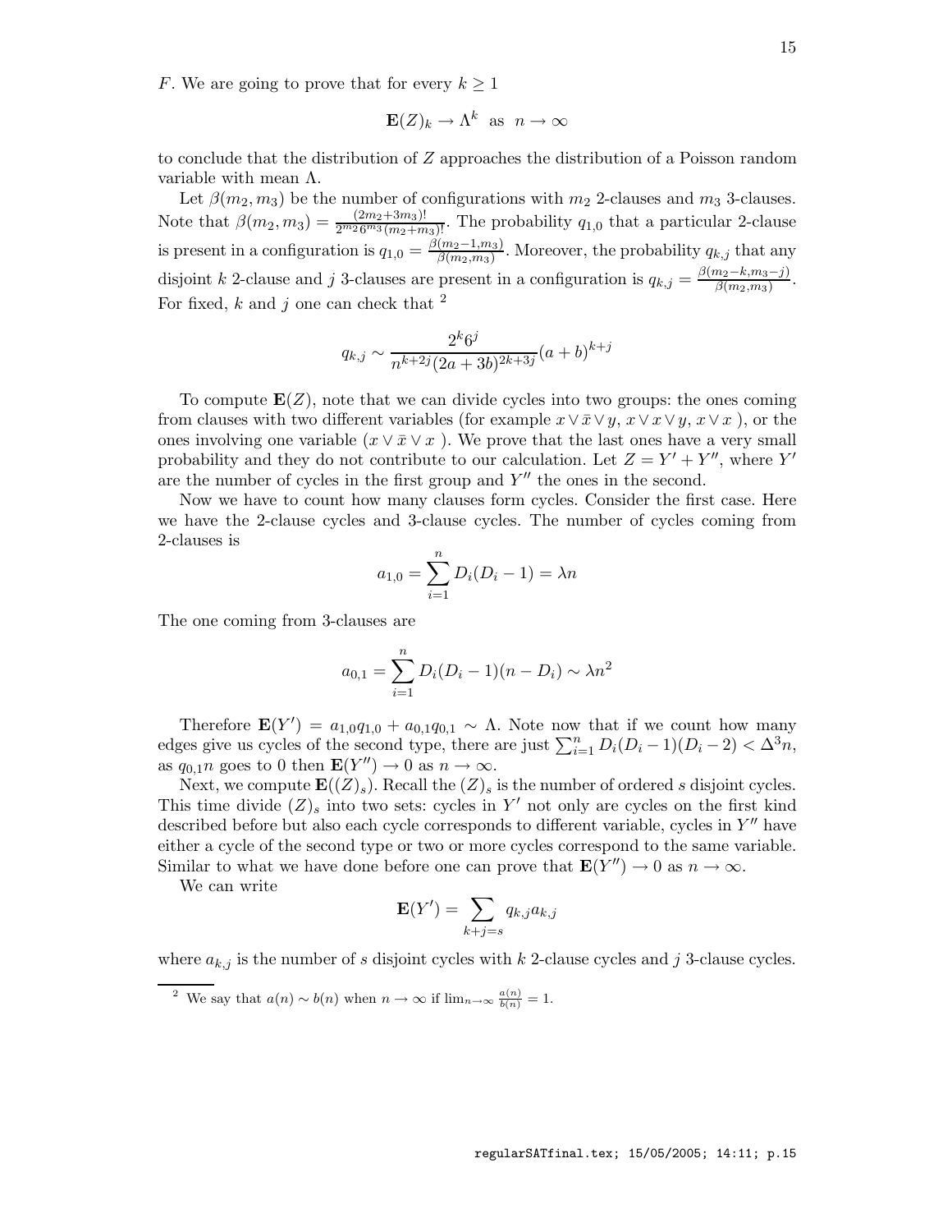$F$. We are going to prove that for every $k \geq 1$

$$\mathbf{E}(Z)_k \to \Lambda^k \text{ as } n \to \infty$$

to conclude that the distribution of $Z$ approaches the distribution of a Poisson random variable with mean $\Lambda$.

Let $\beta(m_2, m_3)$ be the number of configurations with $m_2$ 2-clauses and $m_3$ 3-clauses. Note that $\beta(m_2, m_3) = \frac{(2m_2+3m_3)!}{2^{m_2}6^{m_3}(m_2+m_3)!}$. The probability $q_{1,0}$ that a particular 2-clause is present in a configuration is $q_{1,0} = \frac{\beta(m_2-1,m_3)}{\beta(m_2,m_3)}$. Moreover, the probability $q_{k,j}$ that any disjoint $k$ 2-clause and $j$ 3-clauses are present in a configuration is $q_{k,j} = \frac{\beta(m_2-k,m_3-j)}{\beta(m_2,m_3)}$. For fixed, $k$ and $j$ one can check that [2]

$$q_{k,j} \sim \frac{2^k 6^j}{n^{k+2j}(2a+3b)^{2k+3j}}(a+b)^{k+j}$$

To compute $\mathbf{E}(Z)$, note that we can divide cycles into two groups: the ones coming from clauses with two different variables (for example $x \vee \bar{x} \vee y$, $x \vee x \vee y$, $x \vee x$ ), or the ones involving one variable ($x \vee \bar{x} \vee x$ ). We prove that the last ones have a very small probability and they do not contribute to our calculation. Let $Z = Y' + Y''$, where $Y'$ are the number of cycles in the first group and $Y''$ the ones in the second.

Now we have to count how many clauses form cycles. Consider the first case. Here we have the 2-clause cycles and 3-clause cycles. The number of cycles coming from 2-clauses is

$$a_{1,0} = \sum_{i=1}^{n} D_i(D_i - 1) = \lambda n$$

The one coming from 3-clauses are

$$a_{0,1} = \sum_{i=1}^{n} D_i(D_i - 1)(n - D_i) \sim \lambda n^2$$

Therefore $\mathbf{E}(Y') = a_{1,0}q_{1,0} + a_{0,1}q_{0,1} \sim \Lambda$. Note now that if we count how many edges give us cycles of the second type, there are just $\sum_{i=1}^{n} D_i(D_i-1)(D_i-2) < \Delta^3 n$, as $q_{0,1}n$ goes to 0 then $\mathbf{E}(Y'') \to 0$ as $n \to \infty$.

Next, we compute $\mathbf{E}((Z)_s)$. Recall the $(Z)_s$ is the number of ordered $s$ disjoint cycles. This time divide $(Z)_s$ into two sets: cycles in $Y'$ not only are cycles on the first kind described before but also each cycle corresponds to different variable, cycles in $Y''$ have either a cycle of the second type or two or more cycles correspond to the same variable. Similar to what we have done before one can prove that $\mathbf{E}(Y'') \to 0$ as $n \to \infty$.

We can write

$$\mathbf{E}(Y') = \sum_{k+j=s} q_{k,j} a_{k,j}$$

where $a_{k,j}$ is the number of $s$ disjoint cycles with $k$ 2-clause cycles and $j$ 3-clause cycles.

[2] We say that $a(n) \sim b(n)$ when $n \to \infty$ if $\lim_{n\to\infty} \frac{a(n)}{b(n)} = 1$.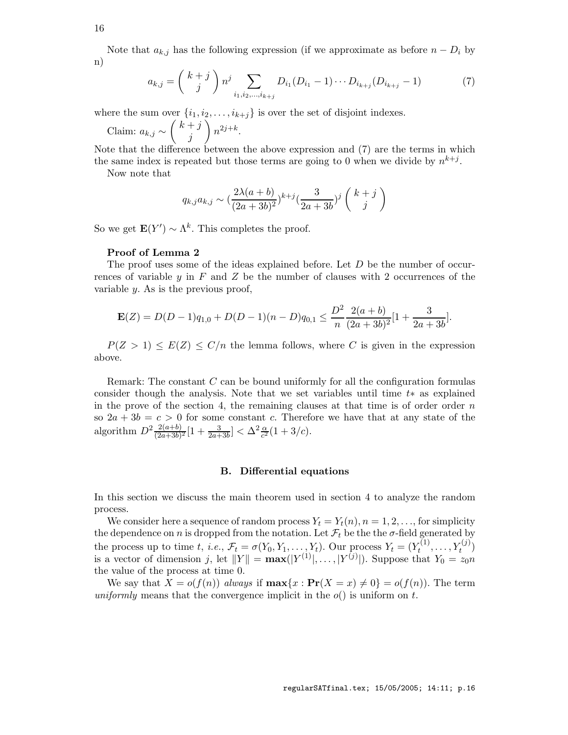Note that $a_{k,j}$ has the following expression (if we approximate as before $n - D_i$ by n)

$$a_{k,j} = \binom{k+j}{j} n^j \sum_{i_1,i_2,\ldots,i_{k+j}} D_{i_1}(D_{i_1} - 1) \cdots D_{i_{k+j}}(D_{i_{k+j}} - 1) \tag{7}$$

where the sum over $\{i_1, i_2, \ldots, i_{k+j}\}$ is over the set of disjoint indexes.

Claim: $a_{k,j} \sim \binom{k+j}{j} n^{2j+k}$.

Note that the difference between the above expression and (7) are the terms in which the same index is repeated but those terms are going to 0 when we divide by $n^{k+j}$.

Now note that

$$q_{k,j} a_{k,j} \sim \left(\frac{2\lambda(a+b)}{(2a+3b)^2}\right)^{k+j} \left(\frac{3}{2a+3b}\right)^j \binom{k+j}{j}$$

So we get $\mathbf{E}(Y') \sim \Lambda^k$. This completes the proof.

**Proof of Lemma 2**

The proof uses some of the ideas explained before. Let $D$ be the number of occurrences of variable $y$ in $F$ and $Z$ be the number of clauses with 2 occurrences of the variable $y$. As is the previous proof,

$$\mathbf{E}(Z) = D(D-1)q_{1,0} + D(D-1)(n-D)q_{0,1} \leq \frac{D^2}{n} \frac{2(a+b)}{(2a+3b)^2}\left[1 + \frac{3}{2a+3b}\right].$$

$P(Z > 1) \leq E(Z) \leq C/n$ the lemma follows, where $C$ is given in the expression above.

Remark: The constant $C$ can be bound uniformly for all the configuration formulas consider though the analysis. Note that we set variables until time $t*$ as explained in the prove of the section 4, the remaining clauses at that time is of order order $n$ so $2a + 3b = c > 0$ for some constant $c$. Therefore we have that at any state of the algorithm $D^2 \frac{2(a+b)}{(2a+3b)^2}[1 + \frac{3}{2a+3b}] < \Delta^2 \frac{\alpha}{c^2}(1 + 3/c)$.

## B. Differential equations

In this section we discuss the main theorem used in section 4 to analyze the random process.

We consider here a sequence of random process $Y_t = Y_t(n), n = 1, 2, \ldots$, for simplicity the dependence on $n$ is dropped from the notation. Let $\mathcal{F}_t$ be the the $\sigma$-field generated by the process up to time $t$, *i.e.*, $\mathcal{F}_t = \sigma(Y_0, Y_1, \ldots, Y_t)$. Our process $Y_t = (Y_t^{(1)}, \ldots, Y_t^{(j)})$ is a vector of dimension $j$, let $\|Y\| = \mathbf{max}(|Y^{(1)}|, \ldots, |Y^{(j)}|)$. Suppose that $Y_0 = z_0 n$ the value of the process at time 0.

We say that $X = o(f(n))$ *always* if $\mathbf{max}\{x : \mathbf{Pr}(X = x) \neq 0\} = o(f(n))$. The term *uniformly* means that the convergence implicit in the $o()$ is uniform on $t$.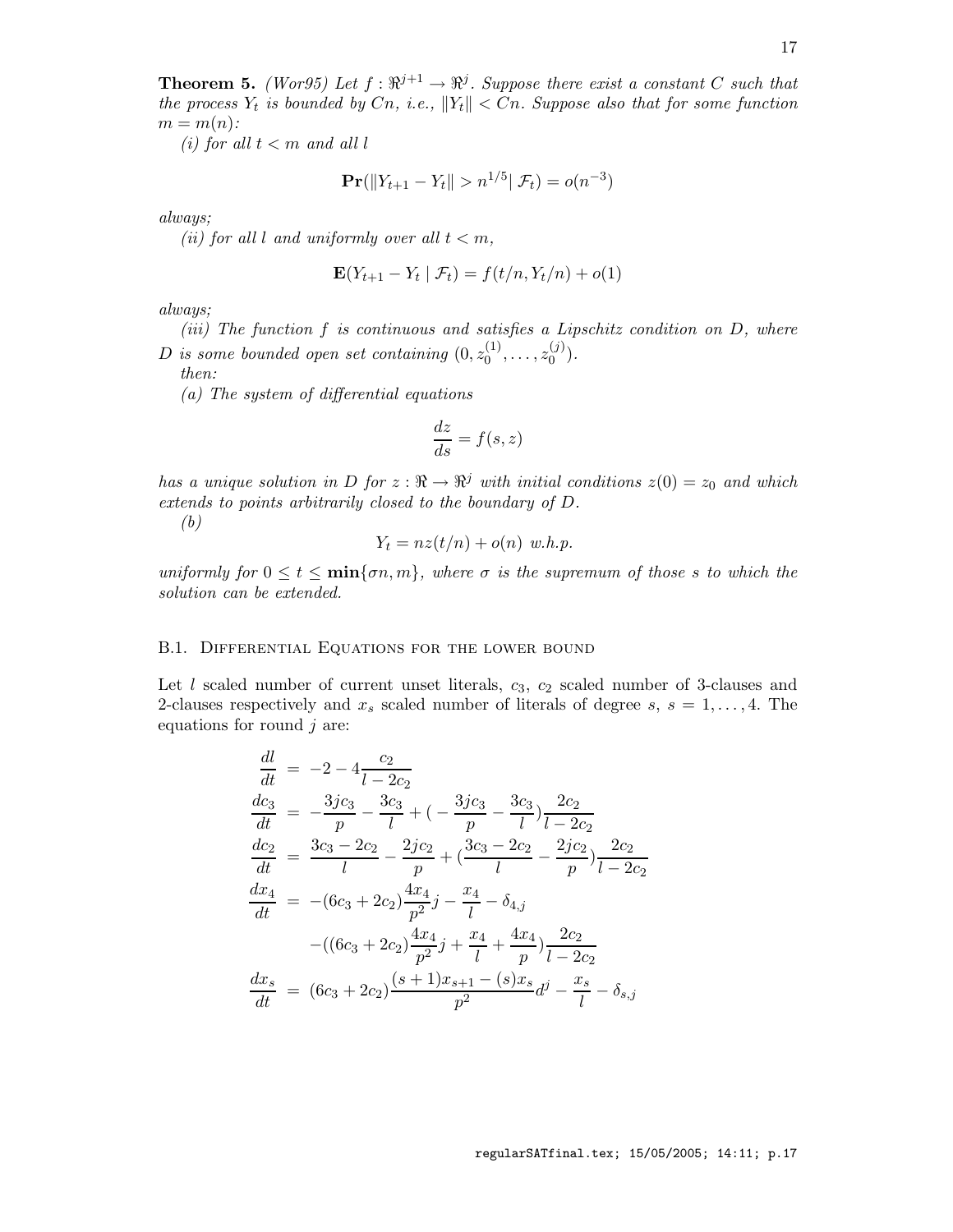**Theorem 5.** *(Wor95) Let $f : \Re^{j+1} \to \Re^j$. Suppose there exist a constant $C$ such that the process $Y_t$ is bounded by $Cn$, i.e., $\|Y_t\| < Cn$. Suppose also that for some function $m = m(n)$:*

*(i) for all $t < m$ and all $l$*

$$\mathbf{Pr}(\|Y_{t+1} - Y_t\| > n^{1/5} |\ \mathcal{F}_t) = o(n^{-3})$$

*always;*

*(ii) for all $l$ and uniformly over all $t < m$,*

$$\mathbf{E}(Y_{t+1} - Y_t \mid \mathcal{F}_t) = f(t/n, Y_t/n) + o(1)$$

*always;*

*(iii) The function $f$ is continuous and satisfies a Lipschitz condition on $D$, where $D$ is some bounded open set containing $(0, z_0^{(1)}, \ldots, z_0^{(j)})$.*

*then:*

*(a) The system of differential equations*

$$\frac{dz}{ds} = f(s, z)$$

*has a unique solution in $D$ for $z : \Re \to \Re^j$ with initial conditions $z(0) = z_0$ and which extends to points arbitrarily closed to the boundary of $D$.*

*(b)*

$$Y_t = nz(t/n) + o(n) \ w.h.p.$$

*uniformly for $0 \le t \le \mathbf{min}\{\sigma n, m\}$, where $\sigma$ is the supremum of those $s$ to which the solution can be extended.*

### B.1. Differential Equations for the lower bound

Let $l$ scaled number of current unset literals, $c_3$, $c_2$ scaled number of 3-clauses and 2-clauses respectively and $x_s$ scaled number of literals of degree $s$, $s = 1, \ldots, 4$. The equations for round $j$ are:

$$
\begin{aligned}
\frac{dl}{dt} &= -2 - 4\frac{c_2}{l - 2c_2} \\
\frac{dc_3}{dt} &= -\frac{3jc_3}{p} - \frac{3c_3}{l} + (-\frac{3jc_3}{p} - \frac{3c_3}{l})\frac{2c_2}{l - 2c_2} \\
\frac{dc_2}{dt} &= \frac{3c_3 - 2c_2}{l} - \frac{2jc_2}{p} + (\frac{3c_3 - 2c_2}{l} - \frac{2jc_2}{p})\frac{2c_2}{l - 2c_2} \\
\frac{dx_4}{dt} &= -(6c_3 + 2c_2)\frac{4x_4}{p^2}j - \frac{x_4}{l} - \delta_{4,j} \\
&\quad -((6c_3 + 2c_2)\frac{4x_4}{p^2}j + \frac{x_4}{l} + \frac{4x_4}{p})\frac{2c_2}{l - 2c_2} \\
\frac{dx_s}{dt} &= (6c_3 + 2c_2)\frac{(s+1)x_{s+1} - (s)x_s}{p^2}d^j - \frac{x_s}{l} - \delta_{s,j}
\end{aligned}
$$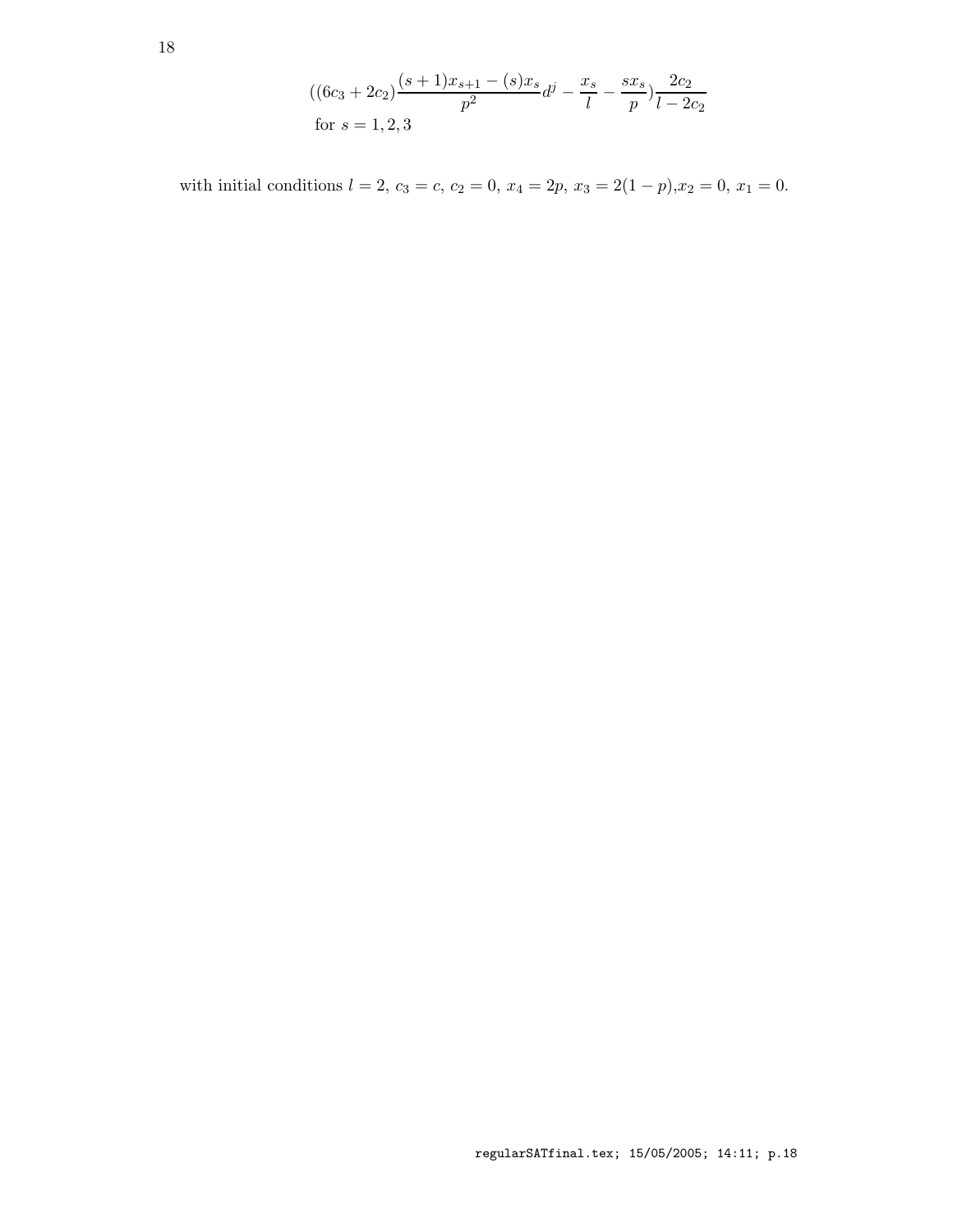$$((6c_3 + 2c_2)\frac{(s+1)x_{s+1} - (s)x_s}{p^2}d^j - \frac{x_s}{l} - \frac{sx_s}{p})\frac{2c_2}{l - 2c_2}$$

$$\text{for } s = 1, 2, 3$$

with initial conditions $l = 2$, $c_3 = c$, $c_2 = 0$, $x_4 = 2p$, $x_3 = 2(1-p)$,$x_2 = 0$, $x_1 = 0$.